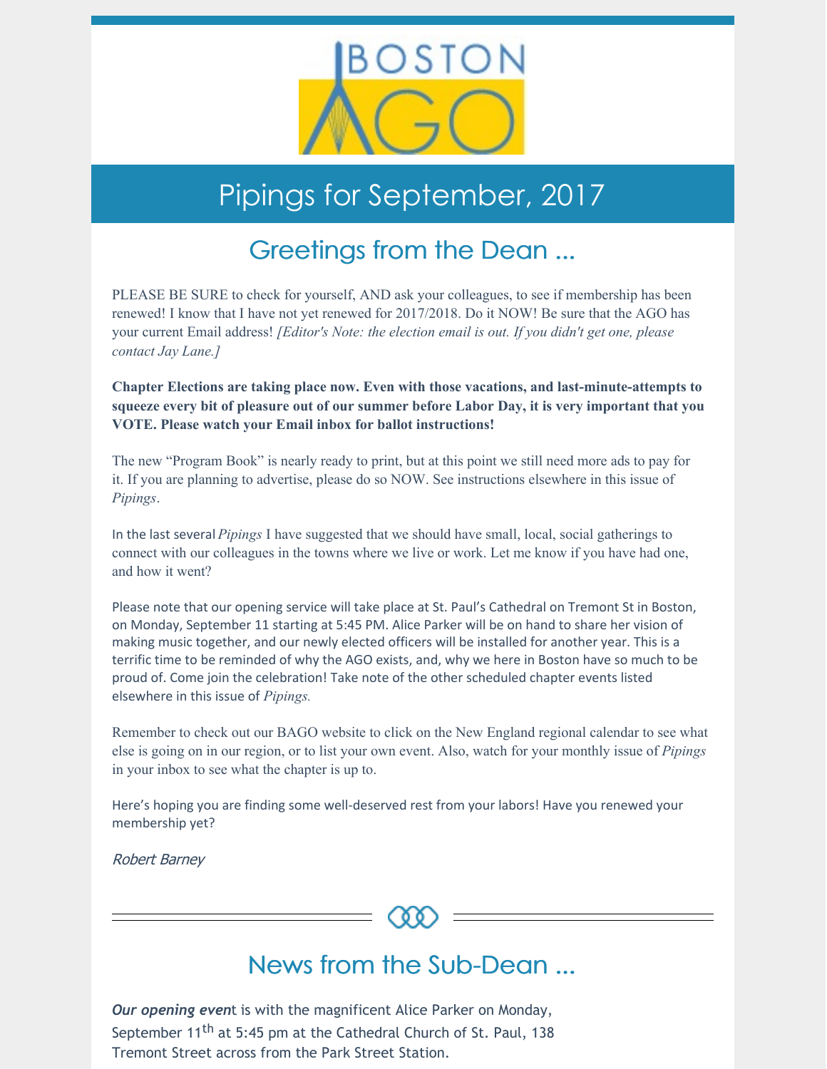# Pipings for September, 2017

## Greetings from the Dean ...

PLEASE BE SURE to check for yourself, AND ask your colleagues, to see if membership has been renewed! I know that I have not yet renewed for 2017/2018. Do it NOW! Be sure that the AGO has your current Email address! *[Editor's Note: the election email is out. If you didn't get one, please contact Jay Lane.]*

**Chapter Elections are taking place now. Even with those vacations, and last-minute-attempts to squeeze every bit of pleasure out of our summer before Labor Day, it is very important that you VOTE. Please watch your Email inbox for ballot instructions!**

The new "Program Book" is nearly ready to print, but at this point we still need more ads to pay for it. If you are planning to advertise, please do so NOW. See instructions elsewhere in this issue of *Pipings*.

In the last several *Pipings* I have suggested that we should have small, local, social gatherings to connect with our colleagues in the towns where we live or work. Let me know if you have had one, and how it went?

Please note that our opening service will take place at St. Paul's Cathedral on Tremont St in Boston, on Monday, September 11 starting at 5:45 PM. Alice Parker will be on hand to share her vision of making music together, and our newly elected officers will be installed for another year. This is a terrific time to be reminded of why the AGO exists, and, why we here in Boston have so much to be proud of. Come join the celebration! Take note of the other scheduled chapter events listed elsewhere in this issue of *Pipings.*

Remember to check out our BAGO website to click on the New England regional calendar to see what else is going on in our region, or to list your own event. Also, watch for your monthly issue of *Pipings* in your inbox to see what the chapter is up to.

Here's hoping you are finding some well-deserved rest from your labors! Have you renewed your membership yet?

*Robert Barney*

---

## News from the Sub-Dean ...

***Our opening even***t is with the magnificent Alice Parker on Monday, September 11th at 5:45 pm at the Cathedral Church of St. Paul, 138 Tremont Street across from the Park Street Station.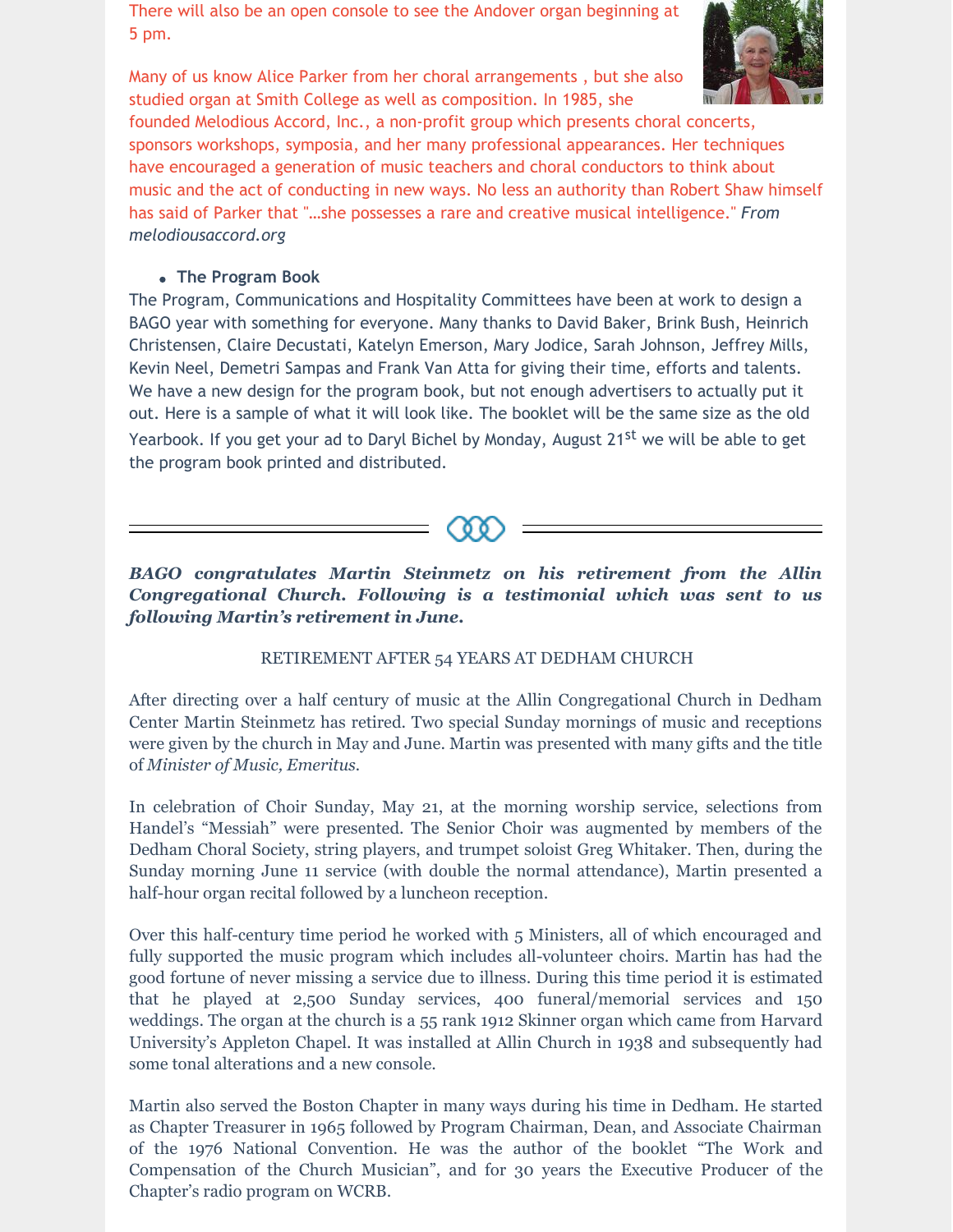There will also be an open console to see the Andover organ beginning at 5 pm.

Many of us know Alice Parker from her choral arrangements , but she also studied organ at Smith College as well as composition. In 1985, she founded Melodious Accord, Inc., a non-profit group which presents choral concerts, sponsors workshops, symposia, and her many professional appearances. Her techniques have encouraged a generation of music teachers and choral conductors to think about music and the act of conducting in new ways. No less an authority than Robert Shaw himself has said of Parker that "...she possesses a rare and creative musical intelligence." *From melodiousaccord.org*

- **The Program Book**

The Program, Communications and Hospitality Committees have been at work to design a BAGO year with something for everyone. Many thanks to David Baker, Brink Bush, Heinrich Christensen, Claire Decustati, Katelyn Emerson, Mary Jodice, Sarah Johnson, Jeffrey Mills, Kevin Neel, Demetri Sampas and Frank Van Atta for giving their time, efforts and talents. We have a new design for the program book, but not enough advertisers to actually put it out. Here is a sample of what it will look like. The booklet will be the same size as the old Yearbook. If you get your ad to Daryl Bichel by Monday, August 21st we will be able to get the program book printed and distributed.

---

***BAGO congratulates Martin Steinmetz on his retirement from the Allin Congregational Church. Following is a testimonial which was sent to us following Martin's retirement in June.***

RETIREMENT AFTER 54 YEARS AT DEDHAM CHURCH

After directing over a half century of music at the Allin Congregational Church in Dedham Center Martin Steinmetz has retired. Two special Sunday mornings of music and receptions were given by the church in May and June. Martin was presented with many gifts and the title of *Minister of Music, Emeritus.*

In celebration of Choir Sunday, May 21, at the morning worship service, selections from Handel's "Messiah" were presented. The Senior Choir was augmented by members of the Dedham Choral Society, string players, and trumpet soloist Greg Whitaker. Then, during the Sunday morning June 11 service (with double the normal attendance), Martin presented a half-hour organ recital followed by a luncheon reception.

Over this half-century time period he worked with 5 Ministers, all of which encouraged and fully supported the music program which includes all-volunteer choirs. Martin has had the good fortune of never missing a service due to illness. During this time period it is estimated that he played at 2,500 Sunday services, 400 funeral/memorial services and 150 weddings. The organ at the church is a 55 rank 1912 Skinner organ which came from Harvard University's Appleton Chapel. It was installed at Allin Church in 1938 and subsequently had some tonal alterations and a new console.

Martin also served the Boston Chapter in many ways during his time in Dedham. He started as Chapter Treasurer in 1965 followed by Program Chairman, Dean, and Associate Chairman of the 1976 National Convention. He was the author of the booklet "The Work and Compensation of the Church Musician", and for 30 years the Executive Producer of the Chapter's radio program on WCRB.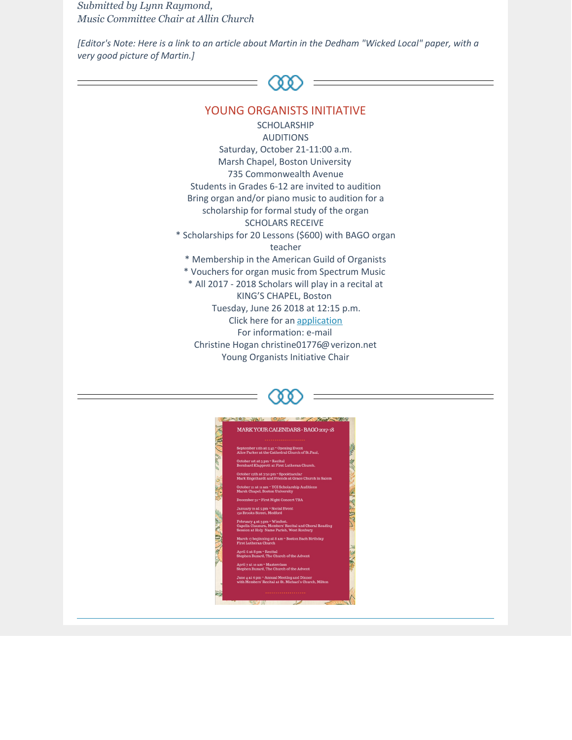*Submitted by Lynn Raymond,*
*Music Committee Chair at Allin Church*

*[Editor's Note: Here is a link to an article about Martin in the Dedham "Wicked Local" paper, with a very good picture of Martin.]*

---

## YOUNG ORGANISTS INITIATIVE

SCHOLARSHIP
AUDITIONS
Saturday, October 21-11:00 a.m.
Marsh Chapel, Boston University
735 Commonwealth Avenue
Students in Grades 6-12 are invited to audition
Bring organ and/or piano music to audition for a scholarship for formal study of the organ

SCHOLARS RECEIVE

* Scholarships for 20 Lessons ($600) with BAGO organ teacher
* Membership in the American Guild of Organists
* Vouchers for organ music from Spectrum Music
* All 2017 - 2018 Scholars will play in a recital at KING'S CHAPEL, Boston

Tuesday, June 26 2018 at 12:15 p.m.
Click here for an application
For information: e-mail
Christine Hogan christine01776@verizon.net
Young Organists Initiative Chair

---

MARK YOUR CALENDARS - BAGO 2017-18

September 11th at 5:45 ~ Opening Event
Alice Parker at the Cathedral Church of St.Paul.

October 1st at 3 pm ~ Recital
Bernhard Klapprott at First Lutheran Church.

October 13th at 7:30 pm ~ Spooktacular
Mark Engelhardt and Friends at Grace Church in Salem

October 21 at 11 am ~ YOI Scholarship Auditions
Marsh Chapel, Boston University

December 31 ~ First Night Concert TBA

January 21 at 5 pm ~ Social Event
150 Brooks Street, Medford

February 4 at 3 pm ~ Wimfest.
Capella Clausura, Members' Recital and Choral Reading Session at Holy Name Parish, West Roxbury

March 17 beginning at 8 am ~ Boston Bach Birthday
First Lutheran Church

April 6 at 8 pm ~ Recital
Stephen Buzard, The Church of the Advent

April 7 at 10 am ~ Masterclass
Stephen Buzard, The Church of the Advent

June 4 at 6 pm ~ Annual Meeting and Dinner
with Members' Recital at St. Michael's Church, Milton